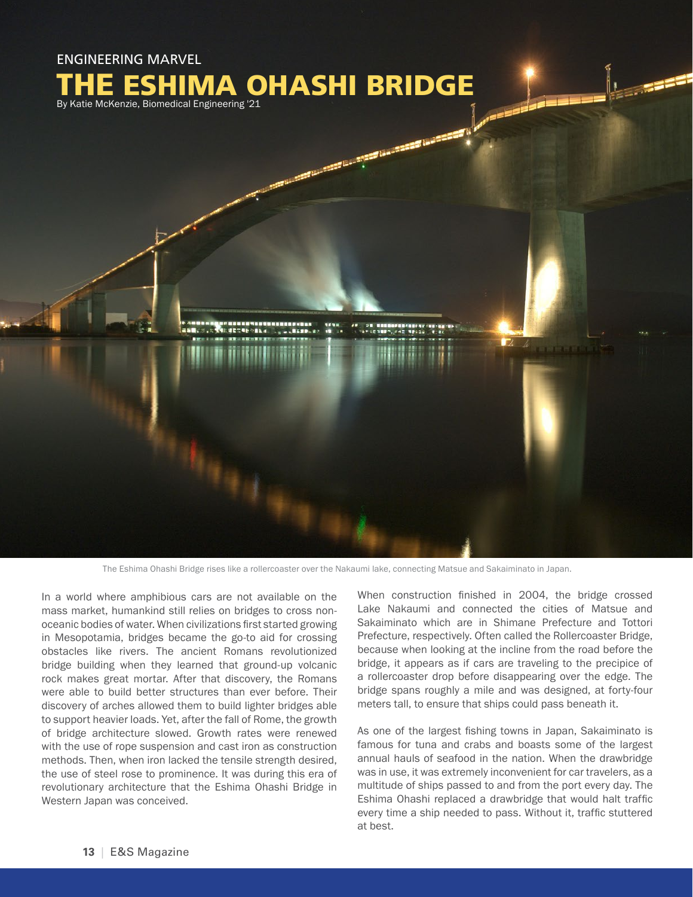ENGINEERING MARVEL

# THE ESHIMA OHASHI BRIDGE

By Katie McKenzie, Biomedical Engineering '21

The Eshima Ohashi Bridge rises like a rollercoaster over the Nakaumi lake, connecting Matsue and Sakaiminato in Japan.

In a world where amphibious cars are not available on the mass market, humankind still relies on bridges to cross non-oceanic bodies of water. When civilizations first started growing in Mesopotamia, bridges became the go-to aid for crossing obstacles like rivers. The ancient Romans revolutionized bridge building when they learned that ground-up volcanic rock makes great mortar. After that discovery, the Romans were able to build better structures than ever before. Their discovery of arches allowed them to build lighter bridges able to support heavier loads. Yet, after the fall of Rome, the growth of bridge architecture slowed. Growth rates were renewed with the use of rope suspension and cast iron as construction methods. Then, when iron lacked the tensile strength desired, the use of steel rose to prominence. It was during this era of revolutionary architecture that the Eshima Ohashi Bridge in Western Japan was conceived.

When construction finished in 2004, the bridge crossed Lake Nakaumi and connected the cities of Matsue and Sakaiminato which are in Shimane Prefecture and Tottori Prefecture, respectively. Often called the Rollercoaster Bridge, because when looking at the incline from the road before the bridge, it appears as if cars are traveling to the precipice of a rollercoaster drop before disappearing over the edge. The bridge spans roughly a mile and was designed, at forty-four meters tall, to ensure that ships could pass beneath it.

As one of the largest fishing towns in Japan, Sakaiminato is famous for tuna and crabs and boasts some of the largest annual hauls of seafood in the nation. When the drawbridge was in use, it was extremely inconvenient for car travelers, as a multitude of ships passed to and from the port every day. The Eshima Ohashi replaced a drawbridge that would halt traffic every time a ship needed to pass. Without it, traffic stuttered at best.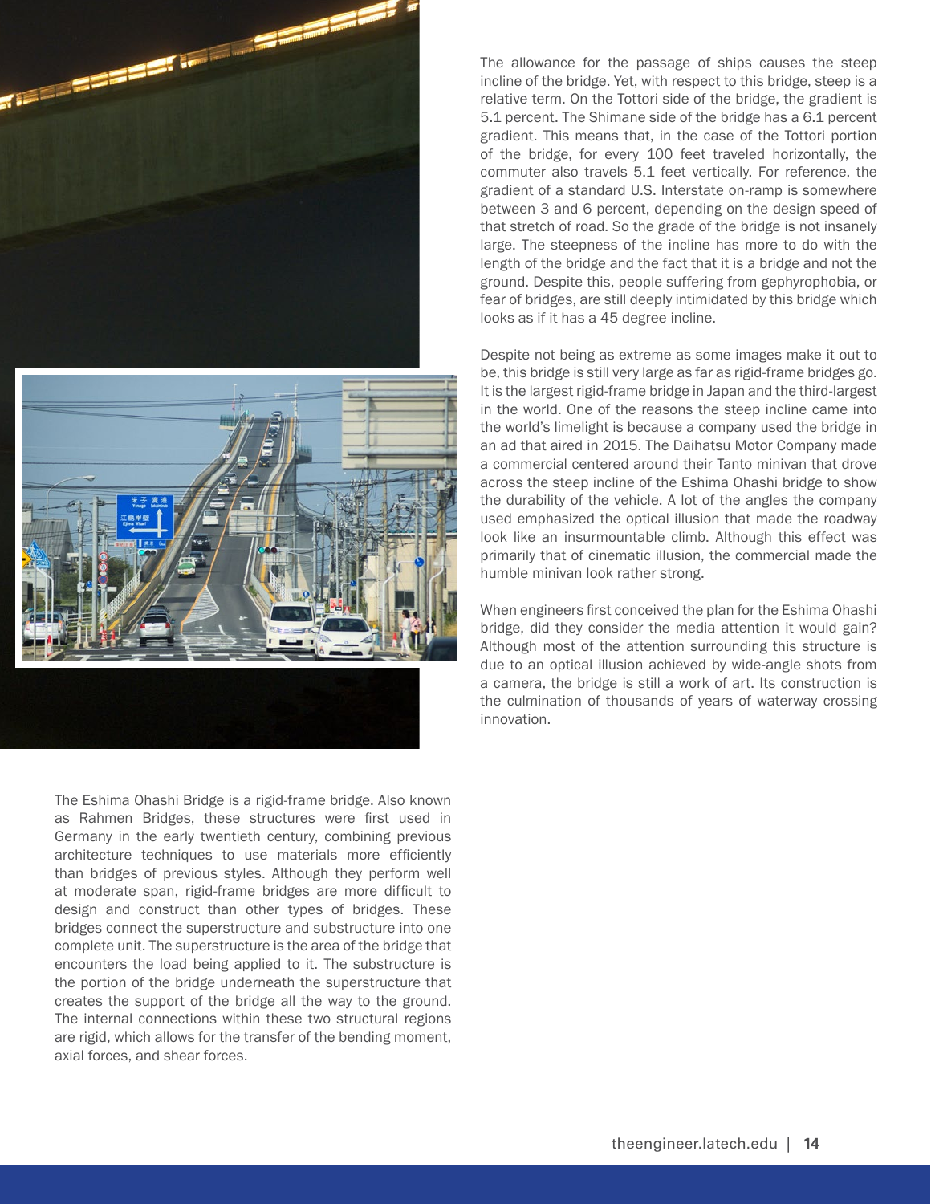The Eshima Ohashi Bridge is a rigid-frame bridge. Also known as Rahmen Bridges, these structures were first used in Germany in the early twentieth century, combining previous architecture techniques to use materials more efficiently than bridges of previous styles. Although they perform well at moderate span, rigid-frame bridges are more difficult to design and construct than other types of bridges. These bridges connect the superstructure and substructure into one complete unit. The superstructure is the area of the bridge that encounters the load being applied to it. The substructure is the portion of the bridge underneath the superstructure that creates the support of the bridge all the way to the ground. The internal connections within these two structural regions are rigid, which allows for the transfer of the bending moment, axial forces, and shear forces.

The allowance for the passage of ships causes the steep incline of the bridge. Yet, with respect to this bridge, steep is a relative term. On the Tottori side of the bridge, the gradient is 5.1 percent. The Shimane side of the bridge has a 6.1 percent gradient. This means that, in the case of the Tottori portion of the bridge, for every 100 feet traveled horizontally, the commuter also travels 5.1 feet vertically. For reference, the gradient of a standard U.S. Interstate on-ramp is somewhere between 3 and 6 percent, depending on the design speed of that stretch of road. So the grade of the bridge is not insanely large. The steepness of the incline has more to do with the length of the bridge and the fact that it is a bridge and not the ground. Despite this, people suffering from gephyrophobia, or fear of bridges, are still deeply intimidated by this bridge which looks as if it has a 45 degree incline.

Despite not being as extreme as some images make it out to be, this bridge is still very large as far as rigid-frame bridges go. It is the largest rigid-frame bridge in Japan and the third-largest in the world. One of the reasons the steep incline came into the world's limelight is because a company used the bridge in an ad that aired in 2015. The Daihatsu Motor Company made a commercial centered around their Tanto minivan that drove across the steep incline of the Eshima Ohashi bridge to show the durability of the vehicle. A lot of the angles the company used emphasized the optical illusion that made the roadway look like an insurmountable climb. Although this effect was primarily that of cinematic illusion, the commercial made the humble minivan look rather strong.

When engineers first conceived the plan for the Eshima Ohashi bridge, did they consider the media attention it would gain? Although most of the attention surrounding this structure is due to an optical illusion achieved by wide-angle shots from a camera, the bridge is still a work of art. Its construction is the culmination of thousands of years of waterway crossing innovation.